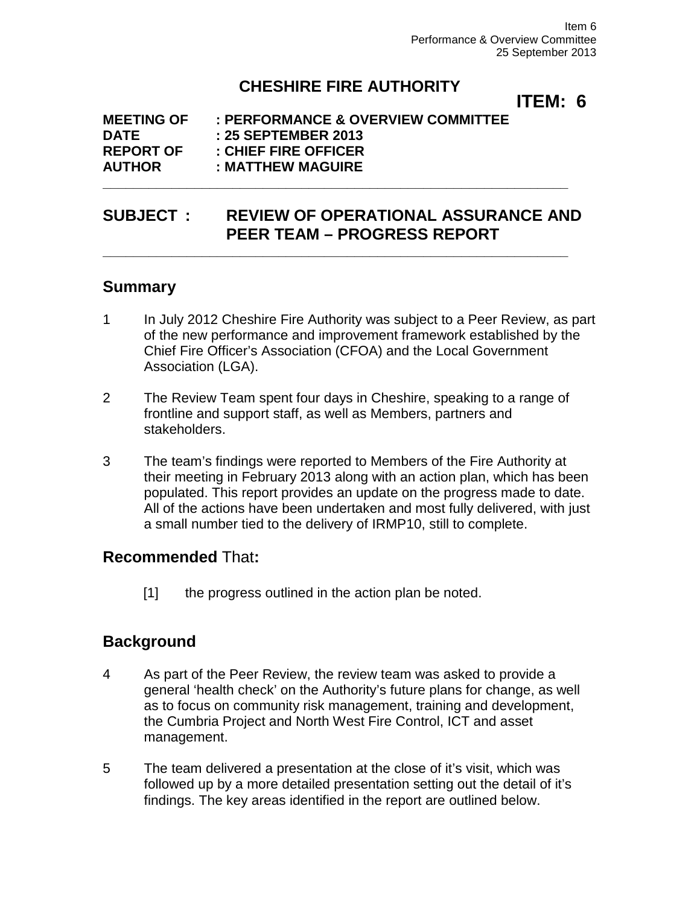# CHESHIRE FIRE AUTHORITY

**ITEM: 6**

**MEETING OF : PERFORMANCE & OVERVIEW COMMITTEE**
**DATE : 25 SEPTEMBER 2013**
**REPORT OF : CHIEF FIRE OFFICER**
**AUTHOR : MATTHEW MAGUIRE**

---

## SUBJECT : REVIEW OF OPERATIONAL ASSURANCE AND PEER TEAM – PROGRESS REPORT

---

## Summary

1 In July 2012 Cheshire Fire Authority was subject to a Peer Review, as part of the new performance and improvement framework established by the Chief Fire Officer's Association (CFOA) and the Local Government Association (LGA).

2 The Review Team spent four days in Cheshire, speaking to a range of frontline and support staff, as well as Members, partners and stakeholders.

3 The team's findings were reported to Members of the Fire Authority at their meeting in February 2013 along with an action plan, which has been populated. This report provides an update on the progress made to date. All of the actions have been undertaken and most fully delivered, with just a small number tied to the delivery of IRMP10, still to complete.

## **Recommended** That**:**

[1] the progress outlined in the action plan be noted.

## Background

4 As part of the Peer Review, the review team was asked to provide a general 'health check' on the Authority's future plans for change, as well as to focus on community risk management, training and development, the Cumbria Project and North West Fire Control, ICT and asset management.

5 The team delivered a presentation at the close of it's visit, which was followed up by a more detailed presentation setting out the detail of it's findings. The key areas identified in the report are outlined below.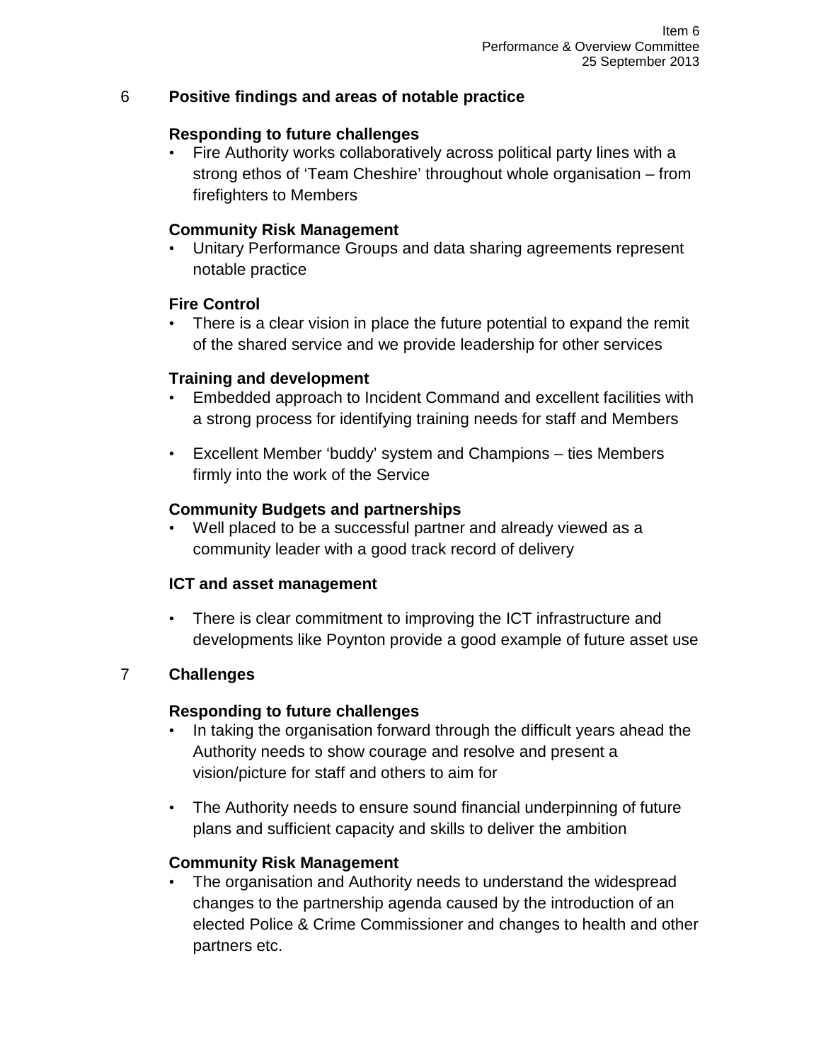## 6 Positive findings and areas of notable practice

### Responding to future challenges

- Fire Authority works collaboratively across political party lines with a strong ethos of 'Team Cheshire' throughout whole organisation – from firefighters to Members

### Community Risk Management

- Unitary Performance Groups and data sharing agreements represent notable practice

### Fire Control

- There is a clear vision in place the future potential to expand the remit of the shared service and we provide leadership for other services

### Training and development

- Embedded approach to Incident Command and excellent facilities with a strong process for identifying training needs for staff and Members
- Excellent Member 'buddy' system and Champions – ties Members firmly into the work of the Service

### Community Budgets and partnerships

- Well placed to be a successful partner and already viewed as a community leader with a good track record of delivery

### ICT and asset management

- There is clear commitment to improving the ICT infrastructure and developments like Poynton provide a good example of future asset use

## 7 Challenges

### Responding to future challenges

- In taking the organisation forward through the difficult years ahead the Authority needs to show courage and resolve and present a vision/picture for staff and others to aim for
- The Authority needs to ensure sound financial underpinning of future plans and sufficient capacity and skills to deliver the ambition

### Community Risk Management

- The organisation and Authority needs to understand the widespread changes to the partnership agenda caused by the introduction of an elected Police & Crime Commissioner and changes to health and other partners etc.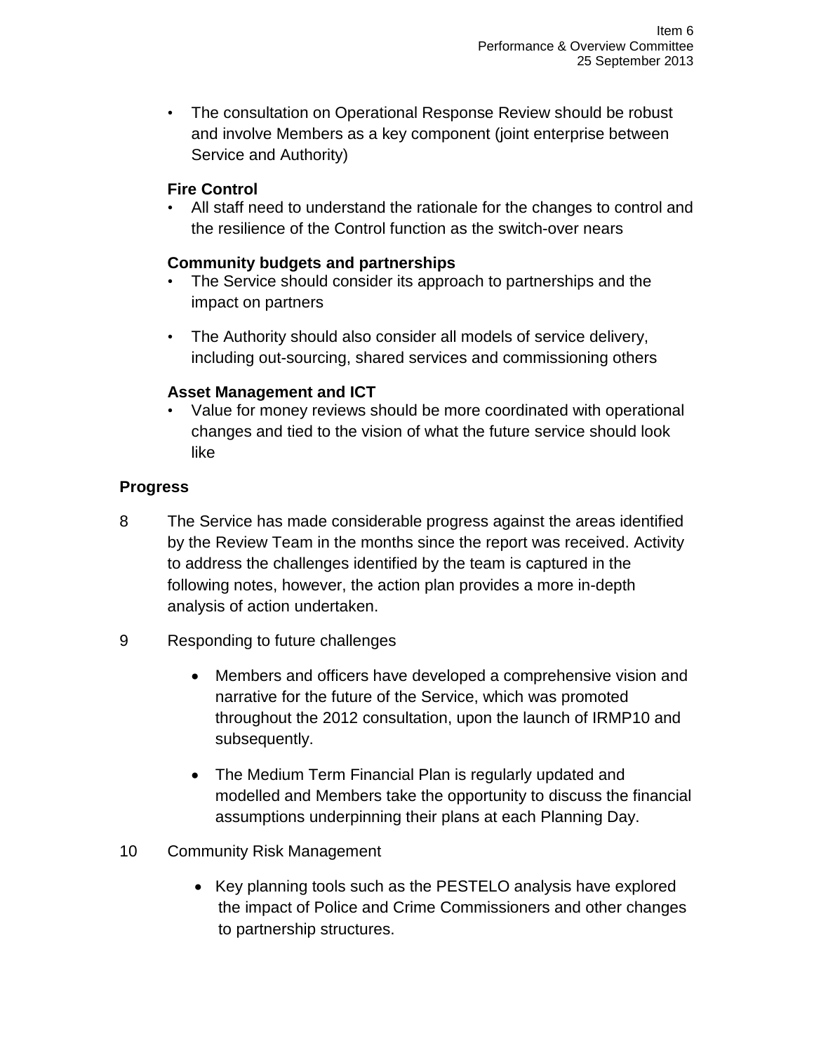- The consultation on Operational Response Review should be robust and involve Members as a key component (joint enterprise between Service and Authority)

**Fire Control**

- All staff need to understand the rationale for the changes to control and the resilience of the Control function as the switch-over nears

**Community budgets and partnerships**

- The Service should consider its approach to partnerships and the impact on partners
- The Authority should also consider all models of service delivery, including out-sourcing, shared services and commissioning others

**Asset Management and ICT**

- Value for money reviews should be more coordinated with operational changes and tied to the vision of what the future service should look like

### Progress

8 The Service has made considerable progress against the areas identified by the Review Team in the months since the report was received. Activity to address the challenges identified by the team is captured in the following notes, however, the action plan provides a more in-depth analysis of action undertaken.

9 Responding to future challenges

- Members and officers have developed a comprehensive vision and narrative for the future of the Service, which was promoted throughout the 2012 consultation, upon the launch of IRMP10 and subsequently.
- The Medium Term Financial Plan is regularly updated and modelled and Members take the opportunity to discuss the financial assumptions underpinning their plans at each Planning Day.

10 Community Risk Management

- Key planning tools such as the PESTELO analysis have explored the impact of Police and Crime Commissioners and other changes to partnership structures.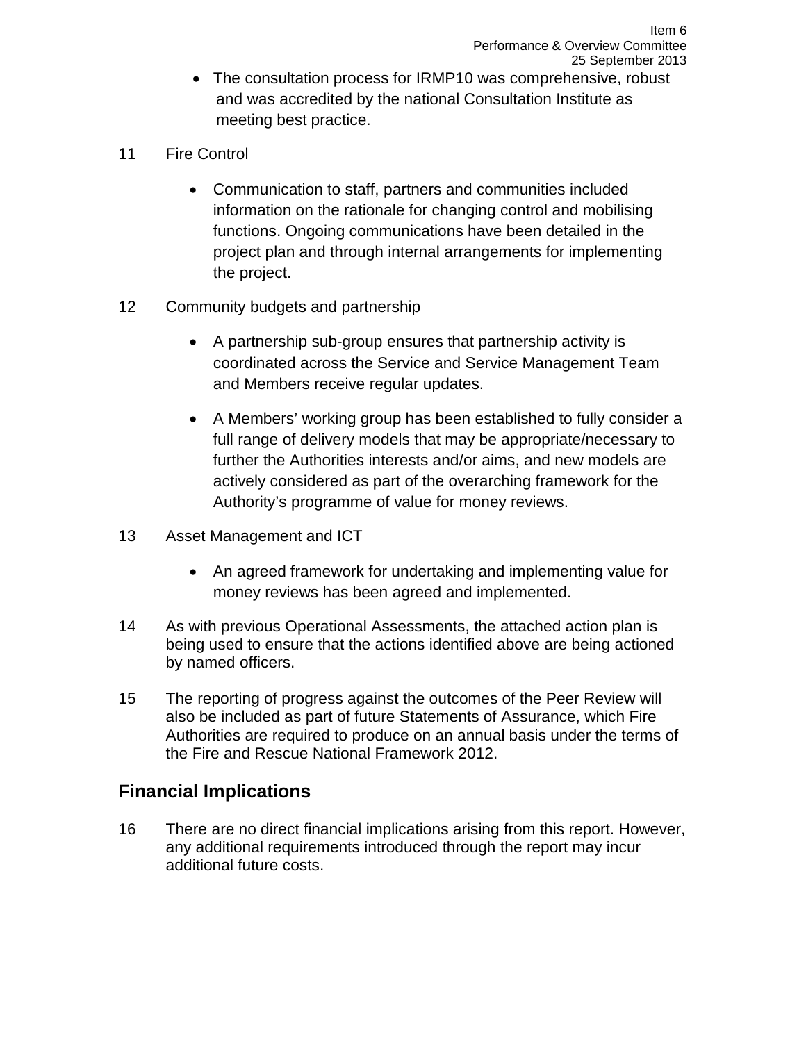- The consultation process for IRMP10 was comprehensive, robust and was accredited by the national Consultation Institute as meeting best practice.

11 Fire Control

- Communication to staff, partners and communities included information on the rationale for changing control and mobilising functions. Ongoing communications have been detailed in the project plan and through internal arrangements for implementing the project.

12 Community budgets and partnership

- A partnership sub-group ensures that partnership activity is coordinated across the Service and Service Management Team and Members receive regular updates.

- A Members' working group has been established to fully consider a full range of delivery models that may be appropriate/necessary to further the Authorities interests and/or aims, and new models are actively considered as part of the overarching framework for the Authority's programme of value for money reviews.

13 Asset Management and ICT

- An agreed framework for undertaking and implementing value for money reviews has been agreed and implemented.

14 As with previous Operational Assessments, the attached action plan is being used to ensure that the actions identified above are being actioned by named officers.

15 The reporting of progress against the outcomes of the Peer Review will also be included as part of future Statements of Assurance, which Fire Authorities are required to produce on an annual basis under the terms of the Fire and Rescue National Framework 2012.

## Financial Implications

16 There are no direct financial implications arising from this report. However, any additional requirements introduced through the report may incur additional future costs.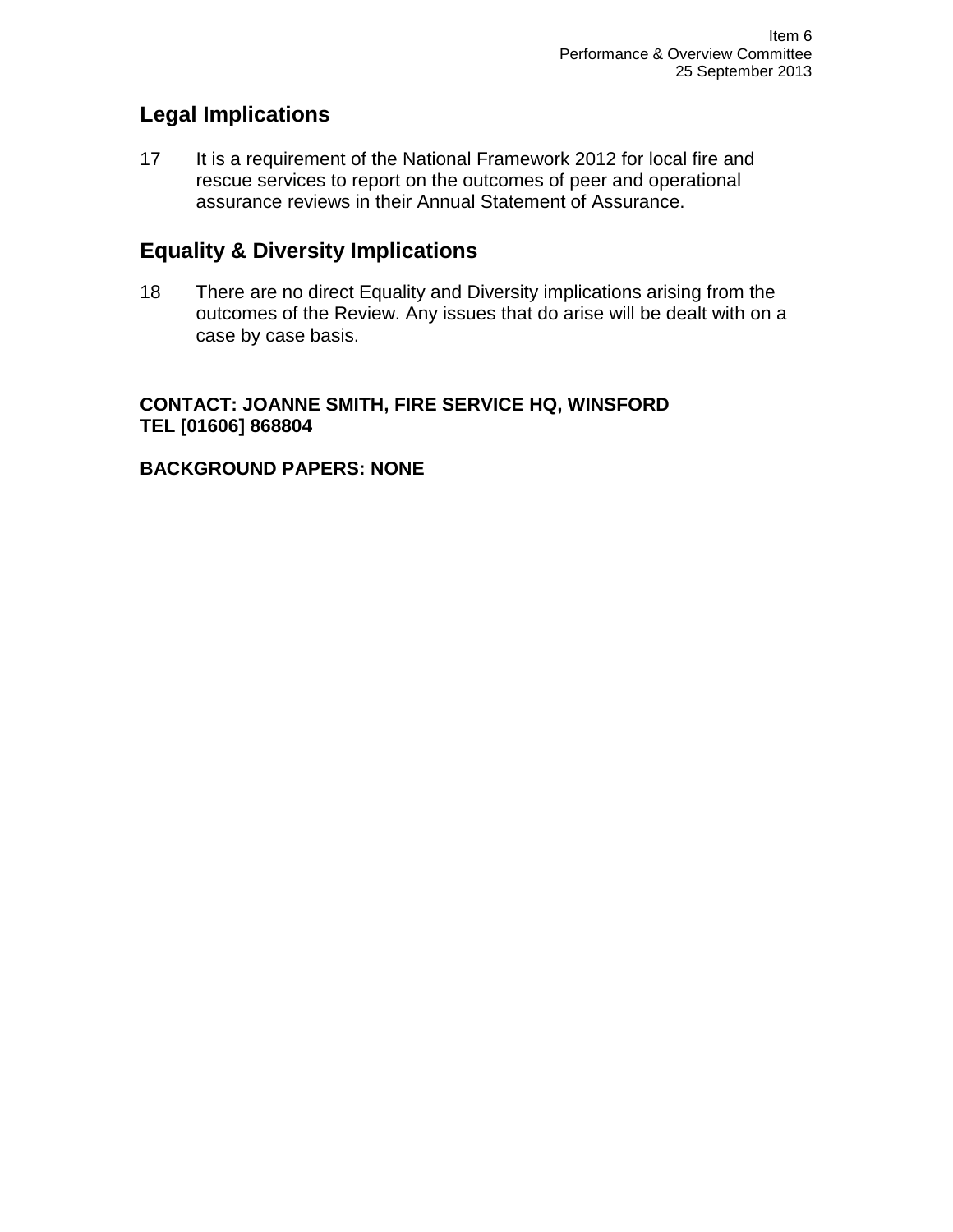## Legal Implications

17 It is a requirement of the National Framework 2012 for local fire and rescue services to report on the outcomes of peer and operational assurance reviews in their Annual Statement of Assurance.

## Equality & Diversity Implications

18 There are no direct Equality and Diversity implications arising from the outcomes of the Review. Any issues that do arise will be dealt with on a case by case basis.

**CONTACT: JOANNE SMITH, FIRE SERVICE HQ, WINSFORD**
**TEL [01606] 868804**

**BACKGROUND PAPERS: NONE**